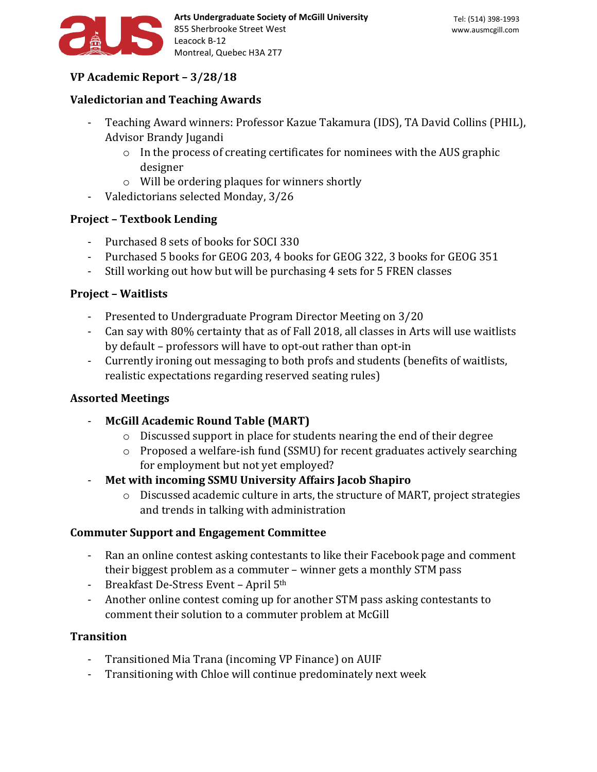Arts Undergraduate Society of McGill University
855 Sherbrooke Street West
Leacock B-12
Montreal, Quebec H3A 2T7

Tel: (514) 398-1993
www.ausmcgill.com

## VP Academic Report – 3/28/18

### Valedictorian and Teaching Awards

- Teaching Award winners: Professor Kazue Takamura (IDS), TA David Collins (PHIL), Advisor Brandy Jugandi
    - In the process of creating certificates for nominees with the AUS graphic designer
    - Will be ordering plaques for winners shortly
- Valedictorians selected Monday, 3/26

### Project – Textbook Lending

- Purchased 8 sets of books for SOCI 330
- Purchased 5 books for GEOG 203, 4 books for GEOG 322, 3 books for GEOG 351
- Still working out how but will be purchasing 4 sets for 5 FREN classes

### Project – Waitlists

- Presented to Undergraduate Program Director Meeting on 3/20
- Can say with 80% certainty that as of Fall 2018, all classes in Arts will use waitlists by default – professors will have to opt-out rather than opt-in
- Currently ironing out messaging to both profs and students (benefits of waitlists, realistic expectations regarding reserved seating rules)

### Assorted Meetings

- **McGill Academic Round Table (MART)**
    - Discussed support in place for students nearing the end of their degree
    - Proposed a welfare-ish fund (SSMU) for recent graduates actively searching for employment but not yet employed?
- **Met with incoming SSMU University Affairs Jacob Shapiro**
    - Discussed academic culture in arts, the structure of MART, project strategies and trends in talking with administration

### Commuter Support and Engagement Committee

- Ran an online contest asking contestants to like their Facebook page and comment their biggest problem as a commuter – winner gets a monthly STM pass
- Breakfast De-Stress Event – April 5th
- Another online contest coming up for another STM pass asking contestants to comment their solution to a commuter problem at McGill

### Transition

- Transitioned Mia Trana (incoming VP Finance) on AUIF
- Transitioning with Chloe will continue predominately next week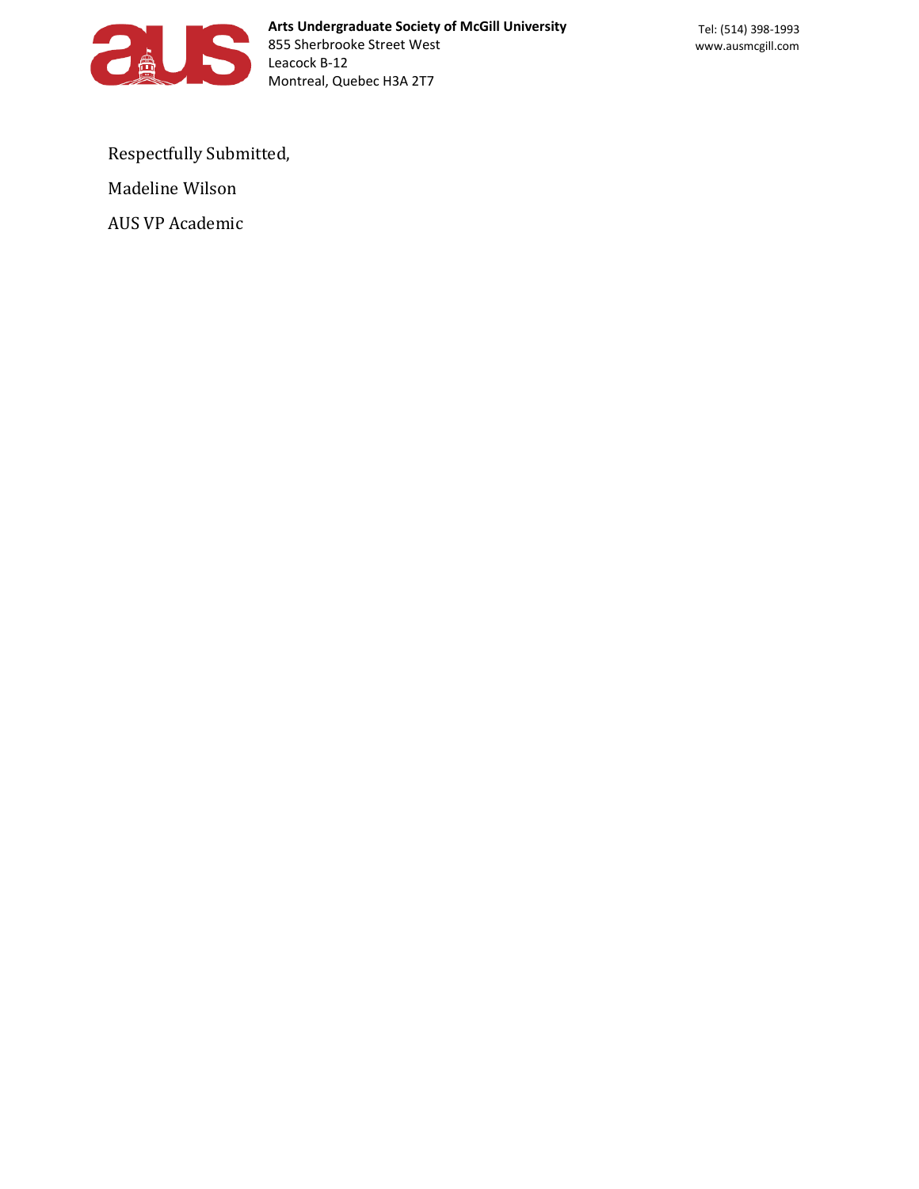Respectfully Submitted,

Madeline Wilson

AUS VP Academic